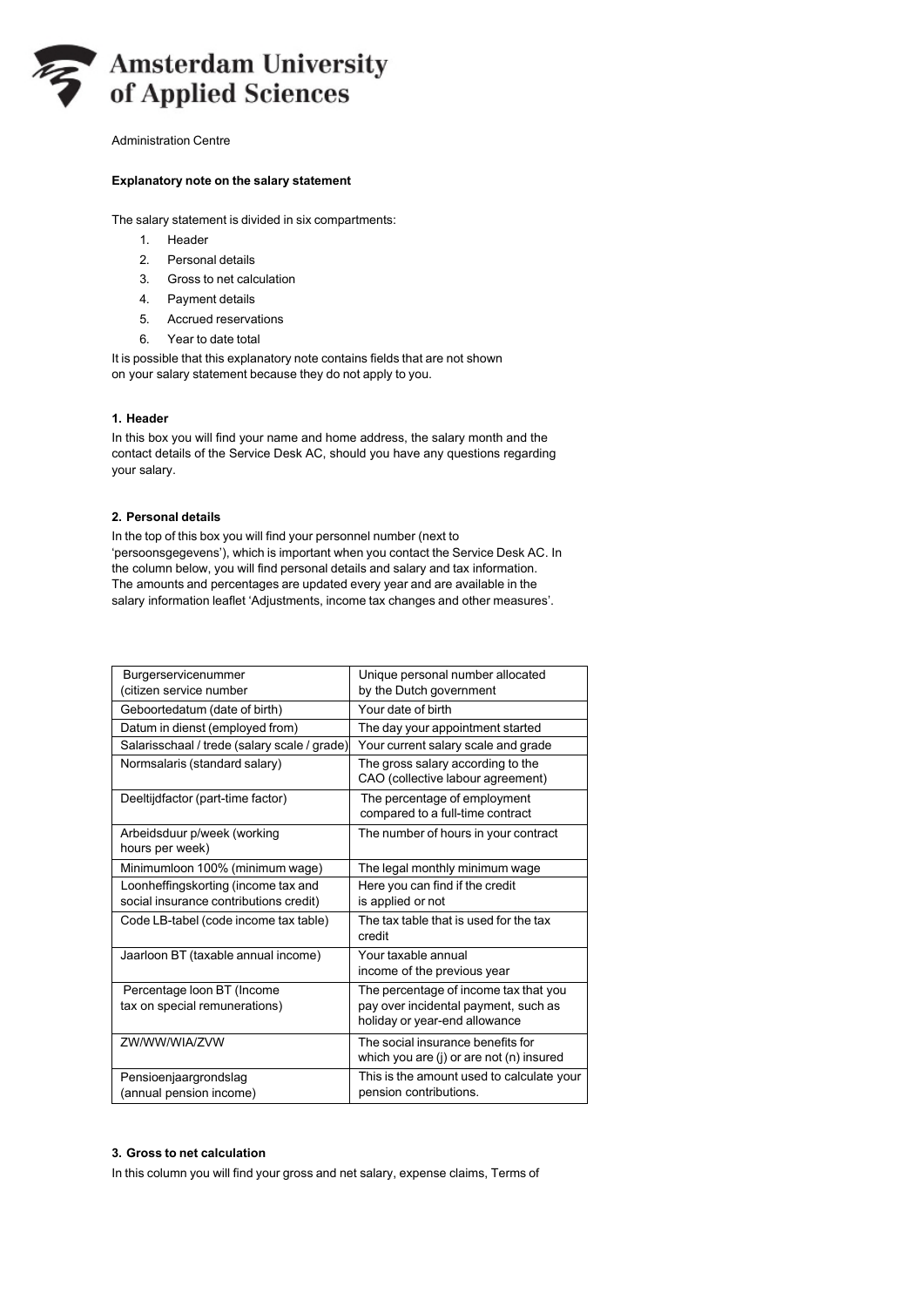Amsterdam University of Applied Sciences

Administration Centre

**Explanatory note on the salary statement**

The salary statement is divided in six compartments:

1. Header
2. Personal details
3. Gross to net calculation
4. Payment details
5. Accrued reservations
6. Year to date total

It is possible that this explanatory note contains fields that are not shown on your salary statement because they do not apply to you.

**1. Header**

In this box you will find your name and home address, the salary month and the contact details of the Service Desk AC, should you have any questions regarding your salary.

**2. Personal details**

In the top of this box you will find your personnel number (next to 'persoonsgegevens'), which is important when you contact the Service Desk AC. In the column below, you will find personal details and salary and tax information. The amounts and percentages are updated every year and are available in the salary information leaflet 'Adjustments, income tax changes and other measures'.

| | |
|---|---|
| Burgerservicenummer (citizen service number | Unique personal number allocated by the Dutch government |
| Geboortedatum (date of birth) | Your date of birth |
| Datum in dienst (employed from) | The day your appointment started |
| Salarisschaal / trede (salary scale / grade) | Your current salary scale and grade |
| Normsalaris (standard salary) | The gross salary according to the CAO (collective labour agreement) |
| Deeltijdfactor (part-time factor) | The percentage of employment compared to a full-time contract |
| Arbeidsduur p/week (working hours per week) | The number of hours in your contract |
| Minimumloon 100% (minimum wage) | The legal monthly minimum wage |
| Loonheffingskorting (income tax and social insurance contributions credit) | Here you can find if the credit is applied or not |
| Code LB-tabel (code income tax table) | The tax table that is used for the tax credit |
| Jaarloon BT (taxable annual income) | Your taxable annual income of the previous year |
| Percentage loon BT (Income tax on special remunerations) | The percentage of income tax that you pay over incidental payment, such as holiday or year-end allowance |
| ZW/WW/WIA/ZVW | The social insurance benefits for which you are (j) or are not (n) insured |
| Pensioenjaargrondslag (annual pension income) | This is the amount used to calculate your pension contributions. |

**3. Gross to net calculation**

In this column you will find your gross and net salary, expense claims, Terms of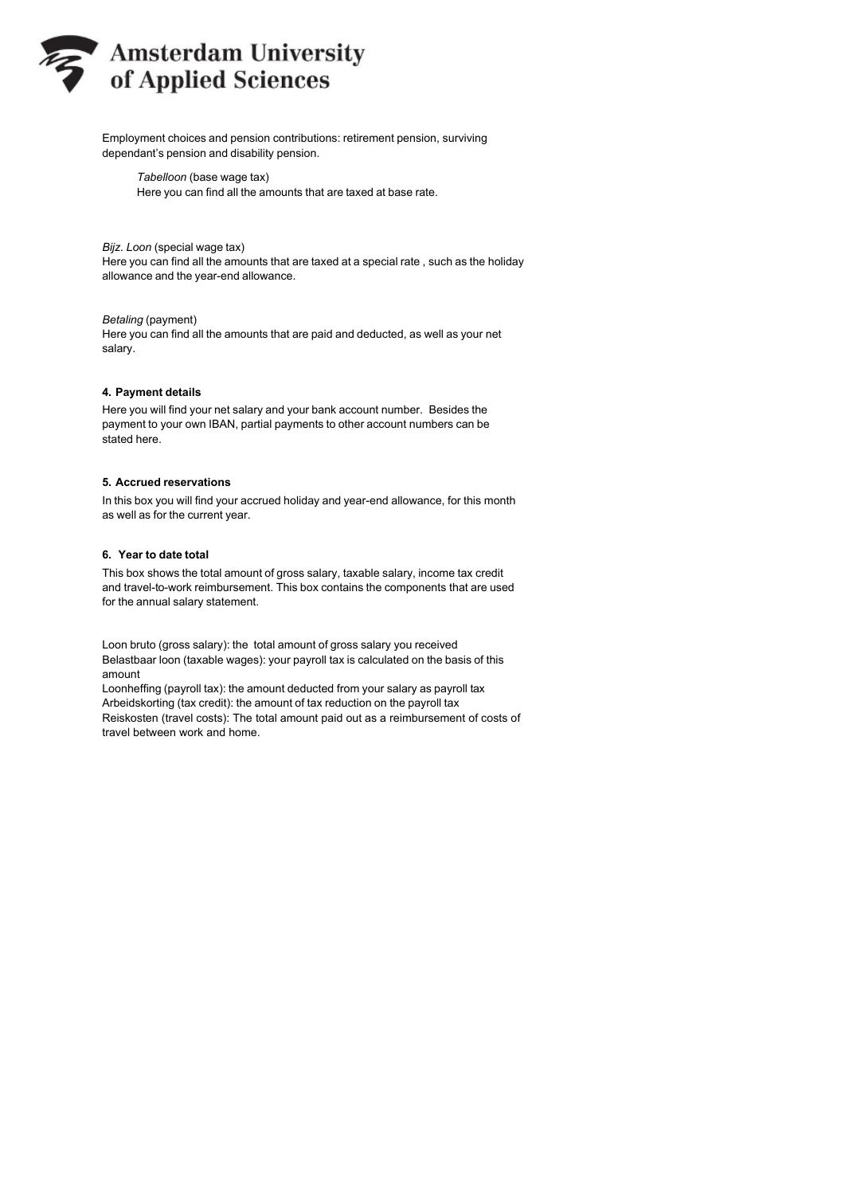Employment choices and pension contributions: retirement pension, surviving dependant's pension and disability pension.

*Tabelloon* (base wage tax)
Here you can find all the amounts that are taxed at base rate.

*Bijz. Loon* (special wage tax)
Here you can find all the amounts that are taxed at a special rate , such as the holiday allowance and the year-end allowance.

*Betaling* (payment)
Here you can find all the amounts that are paid and deducted, as well as your net salary.

#### 4. Payment details

Here you will find your net salary and your bank account number. Besides the payment to your own IBAN, partial payments to other account numbers can be stated here.

#### 5. Accrued reservations

In this box you will find your accrued holiday and year-end allowance, for this month as well as for the current year.

#### 6. Year to date total

This box shows the total amount of gross salary, taxable salary, income tax credit and travel-to-work reimbursement. This box contains the components that are used for the annual salary statement.

Loon bruto (gross salary): the total amount of gross salary you received
Belastbaar loon (taxable wages): your payroll tax is calculated on the basis of this amount
Loonheffing (payroll tax): the amount deducted from your salary as payroll tax
Arbeidskorting (tax credit): the amount of tax reduction on the payroll tax
Reiskosten (travel costs): The total amount paid out as a reimbursement of costs of travel between work and home.